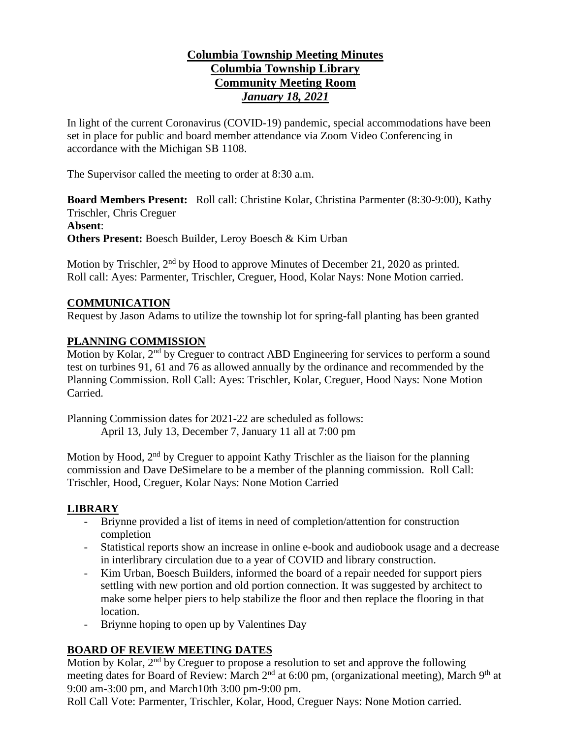# **Columbia Township Meeting Minutes**
# **Columbia Township Library**
# **Community Meeting Room**
# ***January 18, 2021***

In light of the current Coronavirus (COVID-19) pandemic, special accommodations have been set in place for public and board member attendance via Zoom Video Conferencing in accordance with the Michigan SB 1108.

The Supervisor called the meeting to order at 8:30 a.m.

**Board Members Present:** Roll call: Christine Kolar, Christina Parmenter (8:30-9:00), Kathy Trischler, Chris Creguer
**Absent**:
**Others Present:** Boesch Builder, Leroy Boesch & Kim Urban

Motion by Trischler, 2nd by Hood to approve Minutes of December 21, 2020 as printed. Roll call: Ayes: Parmenter, Trischler, Creguer, Hood, Kolar Nays: None Motion carried.

## **COMMUNICATION**

Request by Jason Adams to utilize the township lot for spring-fall planting has been granted

## **PLANNING COMMISSION**

Motion by Kolar, 2nd by Creguer to contract ABD Engineering for services to perform a sound test on turbines 91, 61 and 76 as allowed annually by the ordinance and recommended by the Planning Commission. Roll Call: Ayes: Trischler, Kolar, Creguer, Hood Nays: None Motion Carried.

Planning Commission dates for 2021-22 are scheduled as follows:
April 13, July 13, December 7, January 11 all at 7:00 pm

Motion by Hood, 2nd by Creguer to appoint Kathy Trischler as the liaison for the planning commission and Dave DeSimelare to be a member of the planning commission. Roll Call: Trischler, Hood, Creguer, Kolar Nays: None Motion Carried

## **LIBRARY**

- Briynne provided a list of items in need of completion/attention for construction completion
- Statistical reports show an increase in online e-book and audiobook usage and a decrease in interlibrary circulation due to a year of COVID and library construction.
- Kim Urban, Boesch Builders, informed the board of a repair needed for support piers settling with new portion and old portion connection. It was suggested by architect to make some helper piers to help stabilize the floor and then replace the flooring in that location.
- Briynne hoping to open up by Valentines Day

## **BOARD OF REVIEW MEETING DATES**

Motion by Kolar, 2nd by Creguer to propose a resolution to set and approve the following meeting dates for Board of Review: March 2nd at 6:00 pm, (organizational meeting), March 9th at 9:00 am-3:00 pm, and March10th 3:00 pm-9:00 pm.
Roll Call Vote: Parmenter, Trischler, Kolar, Hood, Creguer Nays: None Motion carried.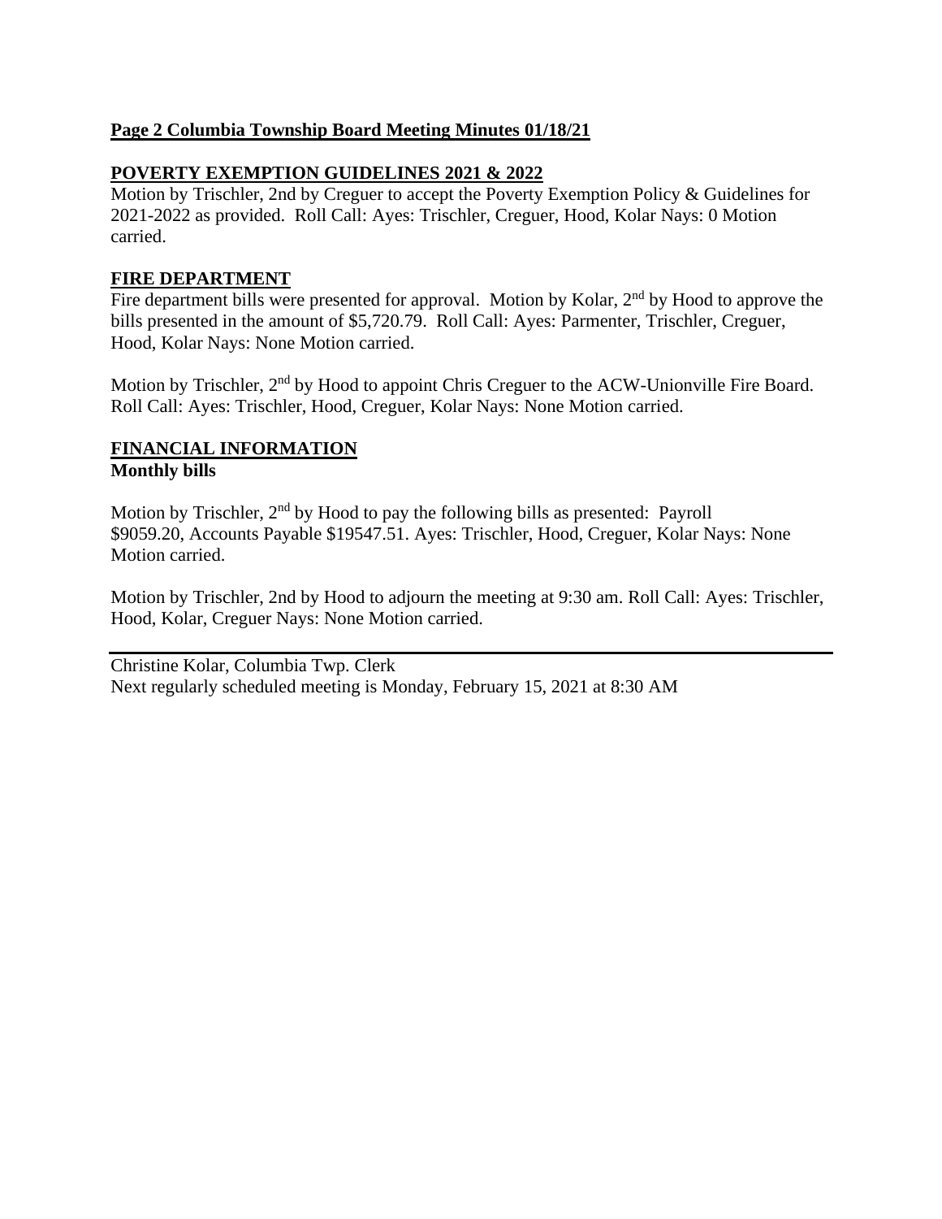**Page 2 Columbia Township Board Meeting Minutes 01/18/21**

## POVERTY EXEMPTION GUIDELINES 2021 & 2022

Motion by Trischler, 2nd by Creguer to accept the Poverty Exemption Policy & Guidelines for 2021-2022 as provided. Roll Call: Ayes: Trischler, Creguer, Hood, Kolar Nays: 0 Motion carried.

## FIRE DEPARTMENT

Fire department bills were presented for approval. Motion by Kolar, 2nd by Hood to approve the bills presented in the amount of $5,720.79. Roll Call: Ayes: Parmenter, Trischler, Creguer, Hood, Kolar Nays: None Motion carried.

Motion by Trischler, 2nd by Hood to appoint Chris Creguer to the ACW-Unionville Fire Board. Roll Call: Ayes: Trischler, Hood, Creguer, Kolar Nays: None Motion carried.

## FINANCIAL INFORMATION

**Monthly bills**

Motion by Trischler, 2nd by Hood to pay the following bills as presented: Payroll $9059.20, Accounts Payable $19547.51. Ayes: Trischler, Hood, Creguer, Kolar Nays: None Motion carried.

Motion by Trischler, 2nd by Hood to adjourn the meeting at 9:30 am. Roll Call: Ayes: Trischler, Hood, Kolar, Creguer Nays: None Motion carried.

---

Christine Kolar, Columbia Twp. Clerk
Next regularly scheduled meeting is Monday, February 15, 2021 at 8:30 AM